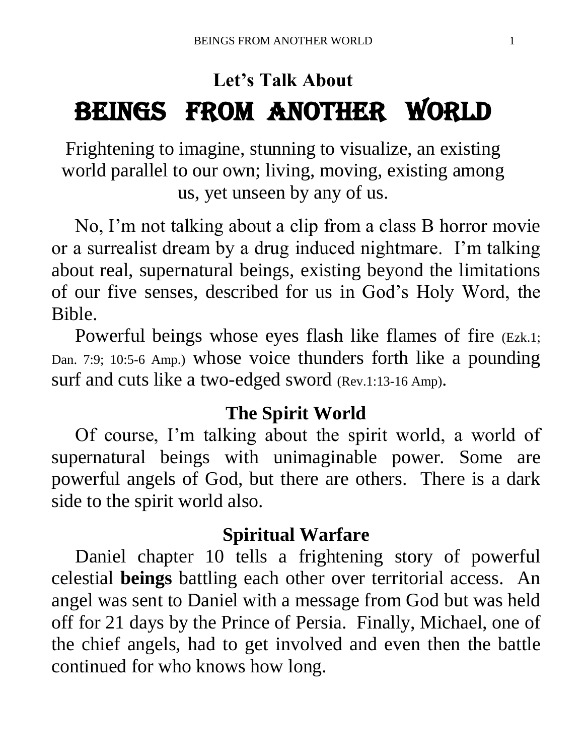## Let's Talk About

# BEINGS FROM ANOTHER WORLD

Frightening to imagine, stunning to visualize, an existing world parallel to our own; living, moving, existing among us, yet unseen by any of us.

No, I'm not talking about a clip from a class B horror movie or a surrealist dream by a drug induced nightmare. I'm talking about real, supernatural beings, existing beyond the limitations of our five senses, described for us in God's Holy Word, the Bible.

Powerful beings whose eyes flash like flames of fire (Ezk.1; Dan. 7:9; 10:5-6 Amp.) whose voice thunders forth like a pounding surf and cuts like a two-edged sword (Rev.1:13-16 Amp).

## The Spirit World

Of course, I'm talking about the spirit world, a world of supernatural beings with unimaginable power. Some are powerful angels of God, but there are others. There is a dark side to the spirit world also.

## Spiritual Warfare

Daniel chapter 10 tells a frightening story of powerful celestial **beings** battling each other over territorial access. An angel was sent to Daniel with a message from God but was held off for 21 days by the Prince of Persia. Finally, Michael, one of the chief angels, had to get involved and even then the battle continued for who knows how long.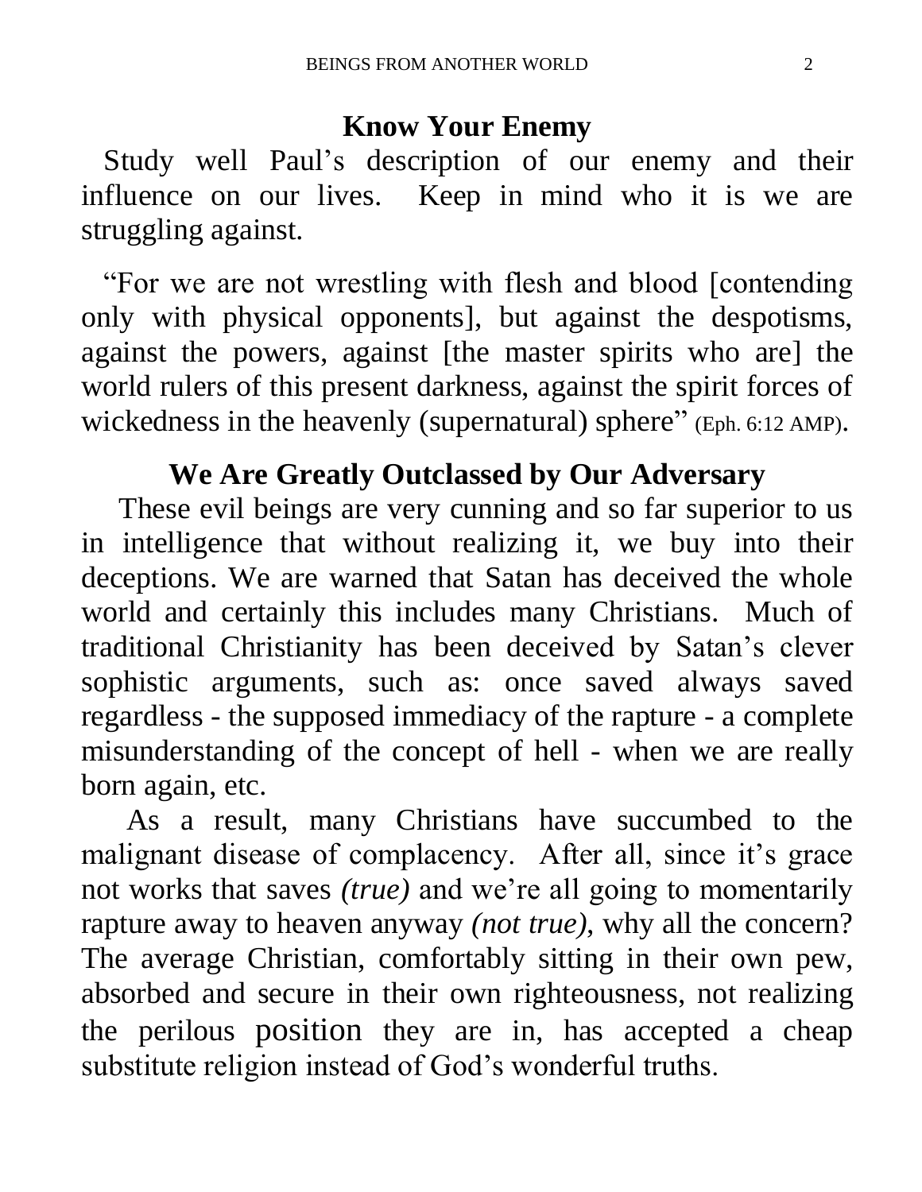## Know Your Enemy

Study well Paul's description of our enemy and their influence on our lives. Keep in mind who it is we are struggling against.

"For we are not wrestling with flesh and blood [contending only with physical opponents], but against the despotisms, against the powers, against [the master spirits who are] the world rulers of this present darkness, against the spirit forces of wickedness in the heavenly (supernatural) sphere" (Eph. 6:12 AMP).

## We Are Greatly Outclassed by Our Adversary

These evil beings are very cunning and so far superior to us in intelligence that without realizing it, we buy into their deceptions. We are warned that Satan has deceived the whole world and certainly this includes many Christians. Much of traditional Christianity has been deceived by Satan's clever sophistic arguments, such as: once saved always saved regardless - the supposed immediacy of the rapture - a complete misunderstanding of the concept of hell - when we are really born again, etc.

As a result, many Christians have succumbed to the malignant disease of complacency. After all, since it's grace not works that saves *(true)* and we're all going to momentarily rapture away to heaven anyway *(not true)*, why all the concern? The average Christian, comfortably sitting in their own pew, absorbed and secure in their own righteousness, not realizing the perilous position they are in, has accepted a cheap substitute religion instead of God's wonderful truths.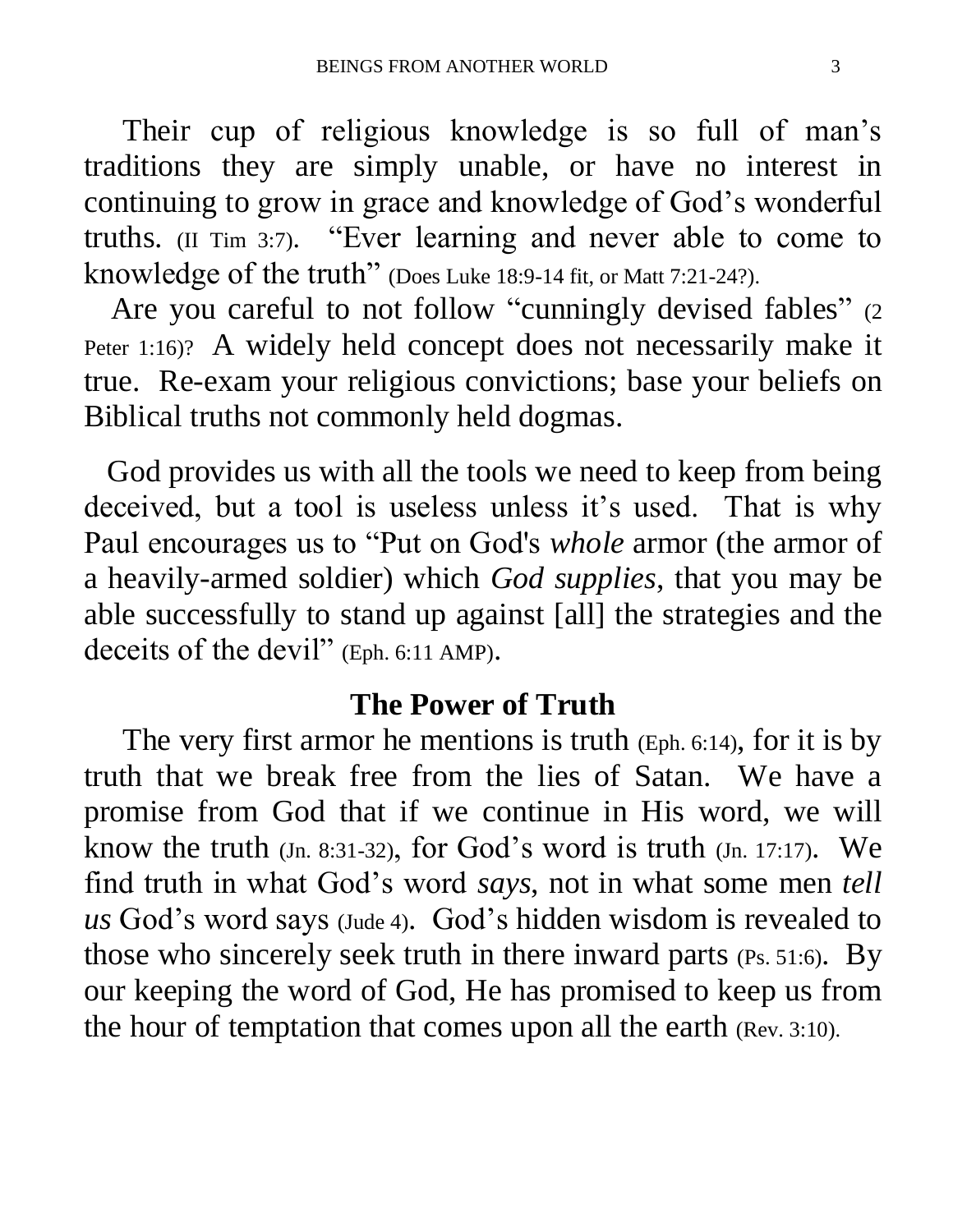Their cup of religious knowledge is so full of man's traditions they are simply unable, or have no interest in continuing to grow in grace and knowledge of God's wonderful truths. (II Tim 3:7). "Ever learning and never able to come to knowledge of the truth" (Does Luke 18:9-14 fit, or Matt 7:21-24?).

Are you careful to not follow "cunningly devised fables" (2 Peter 1:16)? A widely held concept does not necessarily make it true. Re-exam your religious convictions; base your beliefs on Biblical truths not commonly held dogmas.

God provides us with all the tools we need to keep from being deceived, but a tool is useless unless it's used. That is why Paul encourages us to "Put on God's *whole* armor (the armor of a heavily-armed soldier) which *God supplies*, that you may be able successfully to stand up against [all] the strategies and the deceits of the devil" (Eph. 6:11 AMP).

## The Power of Truth

The very first armor he mentions is truth (Eph. 6:14), for it is by truth that we break free from the lies of Satan. We have a promise from God that if we continue in His word, we will know the truth (Jn. 8:31-32), for God's word is truth (Jn. 17:17). We find truth in what God's word *says*, not in what some men *tell us* God's word says (Jude 4). God's hidden wisdom is revealed to those who sincerely seek truth in there inward parts (Ps. 51:6). By our keeping the word of God, He has promised to keep us from the hour of temptation that comes upon all the earth (Rev. 3:10).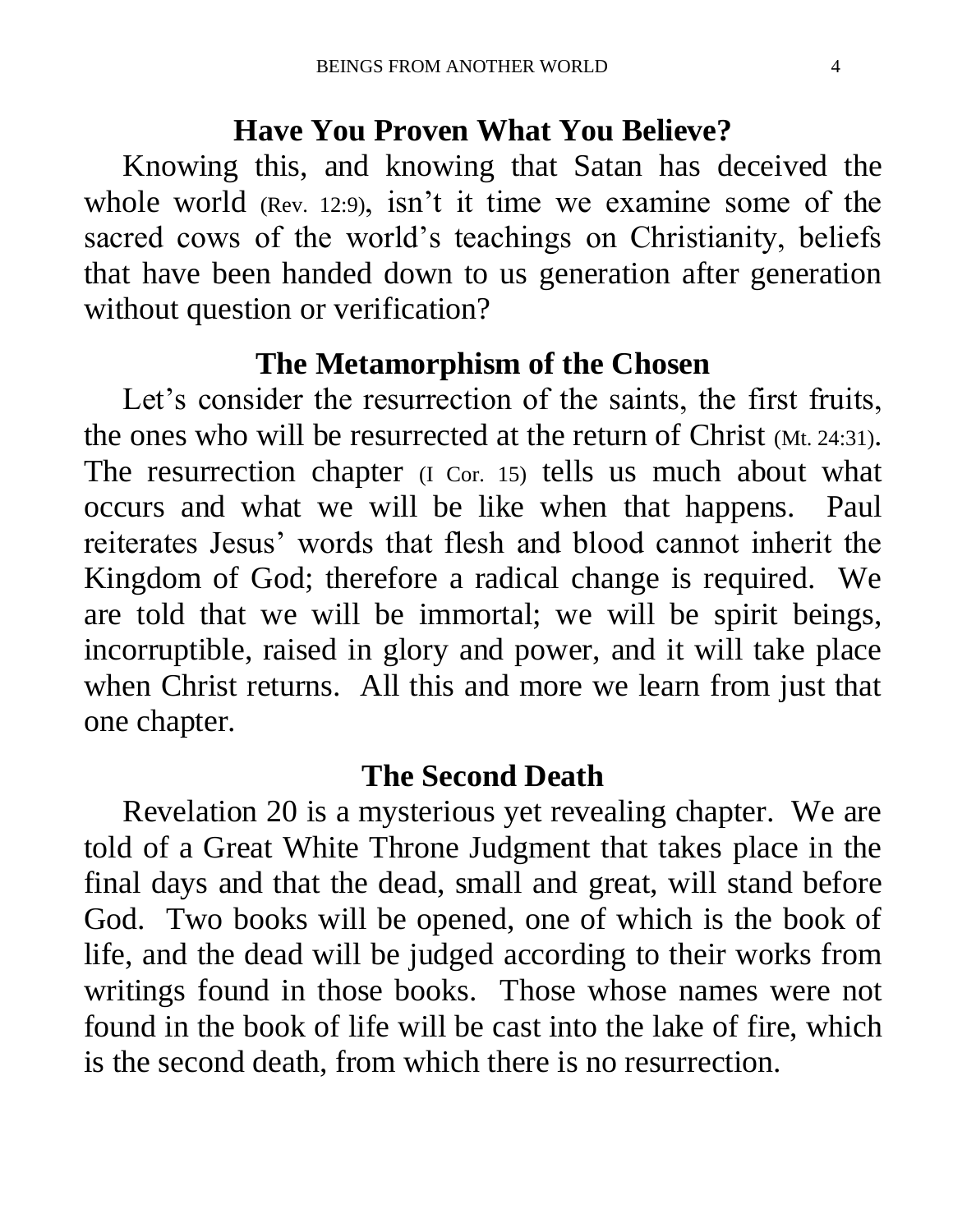## Have You Proven What You Believe?

Knowing this, and knowing that Satan has deceived the whole world (Rev. 12:9), isn't it time we examine some of the sacred cows of the world's teachings on Christianity, beliefs that have been handed down to us generation after generation without question or verification?

## The Metamorphism of the Chosen

Let's consider the resurrection of the saints, the first fruits, the ones who will be resurrected at the return of Christ (Mt. 24:31). The resurrection chapter (I Cor. 15) tells us much about what occurs and what we will be like when that happens. Paul reiterates Jesus' words that flesh and blood cannot inherit the Kingdom of God; therefore a radical change is required. We are told that we will be immortal; we will be spirit beings, incorruptible, raised in glory and power, and it will take place when Christ returns. All this and more we learn from just that one chapter.

## The Second Death

Revelation 20 is a mysterious yet revealing chapter. We are told of a Great White Throne Judgment that takes place in the final days and that the dead, small and great, will stand before God. Two books will be opened, one of which is the book of life, and the dead will be judged according to their works from writings found in those books. Those whose names were not found in the book of life will be cast into the lake of fire, which is the second death, from which there is no resurrection.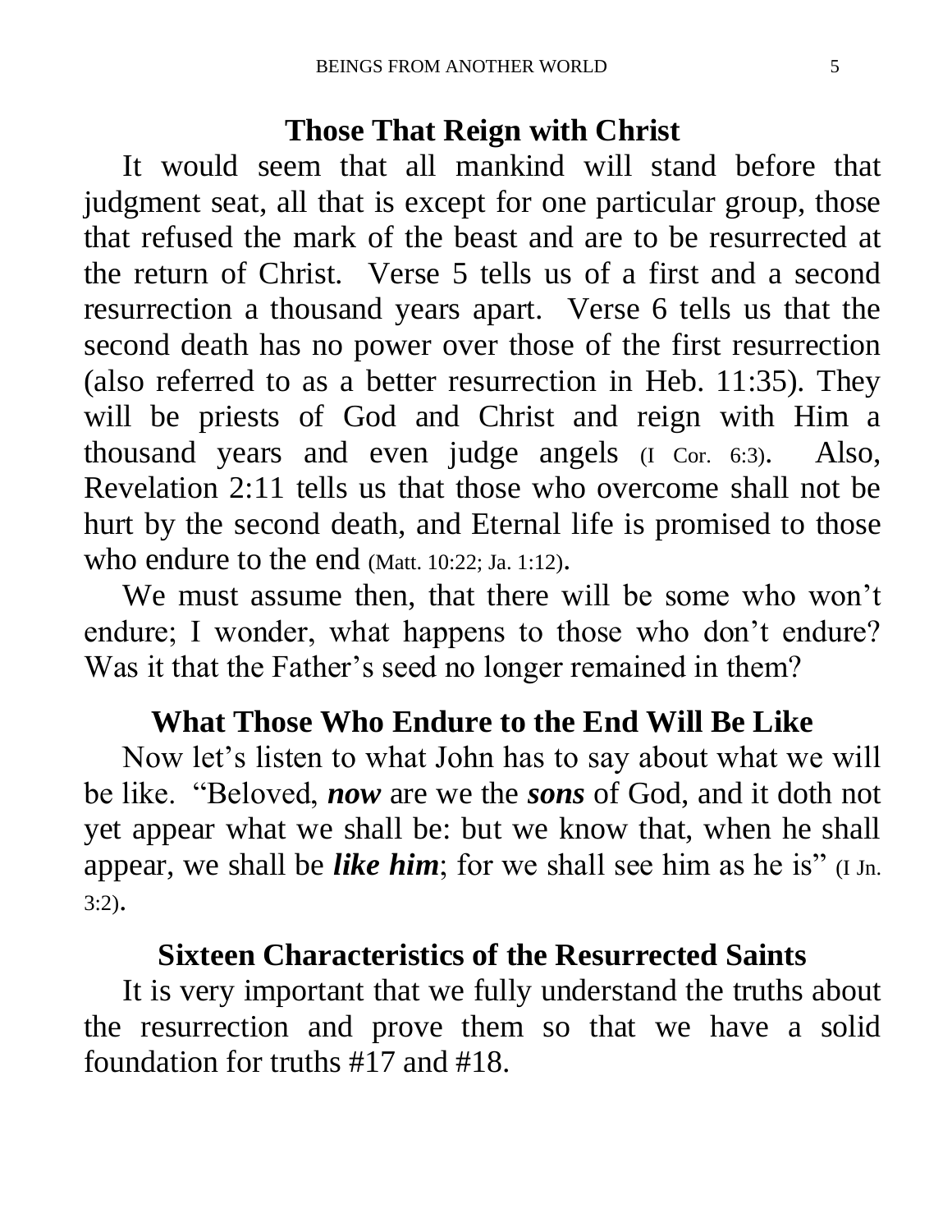## Those That Reign with Christ

It would seem that all mankind will stand before that judgment seat, all that is except for one particular group, those that refused the mark of the beast and are to be resurrected at the return of Christ. Verse 5 tells us of a first and a second resurrection a thousand years apart. Verse 6 tells us that the second death has no power over those of the first resurrection (also referred to as a better resurrection in Heb. 11:35). They will be priests of God and Christ and reign with Him a thousand years and even judge angels (I Cor. 6:3). Also, Revelation 2:11 tells us that those who overcome shall not be hurt by the second death, and Eternal life is promised to those who endure to the end (Matt. 10:22; Ja. 1:12).

We must assume then, that there will be some who won't endure; I wonder, what happens to those who don't endure? Was it that the Father's seed no longer remained in them?

## What Those Who Endure to the End Will Be Like

Now let's listen to what John has to say about what we will be like. "Beloved, ***now*** are we the ***sons*** of God, and it doth not yet appear what we shall be: but we know that, when he shall appear, we shall be ***like him***; for we shall see him as he is" (I Jn. 3:2).

## Sixteen Characteristics of the Resurrected Saints

It is very important that we fully understand the truths about the resurrection and prove them so that we have a solid foundation for truths #17 and #18.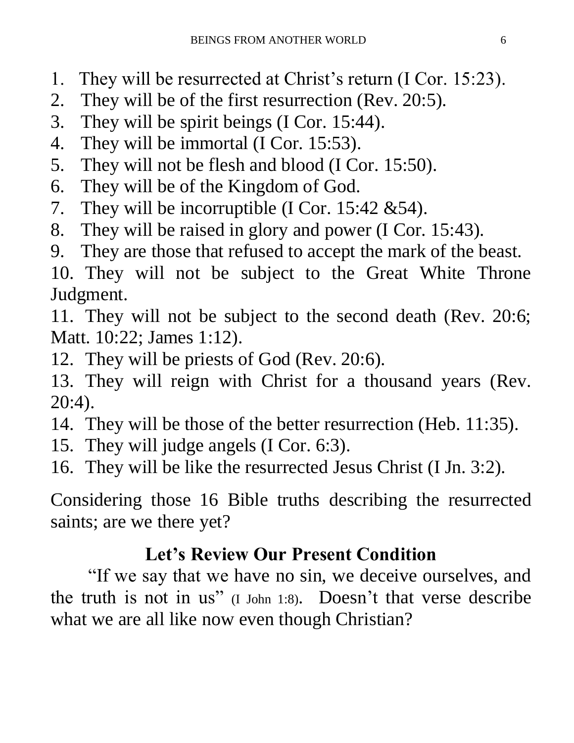1. They will be resurrected at Christ's return (I Cor. 15:23).
2. They will be of the first resurrection (Rev. 20:5).
3. They will be spirit beings (I Cor. 15:44).
4. They will be immortal (I Cor. 15:53).
5. They will not be flesh and blood (I Cor. 15:50).
6. They will be of the Kingdom of God.
7. They will be incorruptible (I Cor. 15:42 &54).
8. They will be raised in glory and power (I Cor. 15:43).
9. They are those that refused to accept the mark of the beast.
10. They will not be subject to the Great White Throne Judgment.
11. They will not be subject to the second death (Rev. 20:6; Matt. 10:22; James 1:12).
12. They will be priests of God (Rev. 20:6).
13. They will reign with Christ for a thousand years (Rev. 20:4).
14. They will be those of the better resurrection (Heb. 11:35).
15. They will judge angels (I Cor. 6:3).
16. They will be like the resurrected Jesus Christ (I Jn. 3:2).

Considering those 16 Bible truths describing the resurrected saints; are we there yet?

## Let's Review Our Present Condition

"If we say that we have no sin, we deceive ourselves, and the truth is not in us" (I John 1:8). Doesn't that verse describe what we are all like now even though Christian?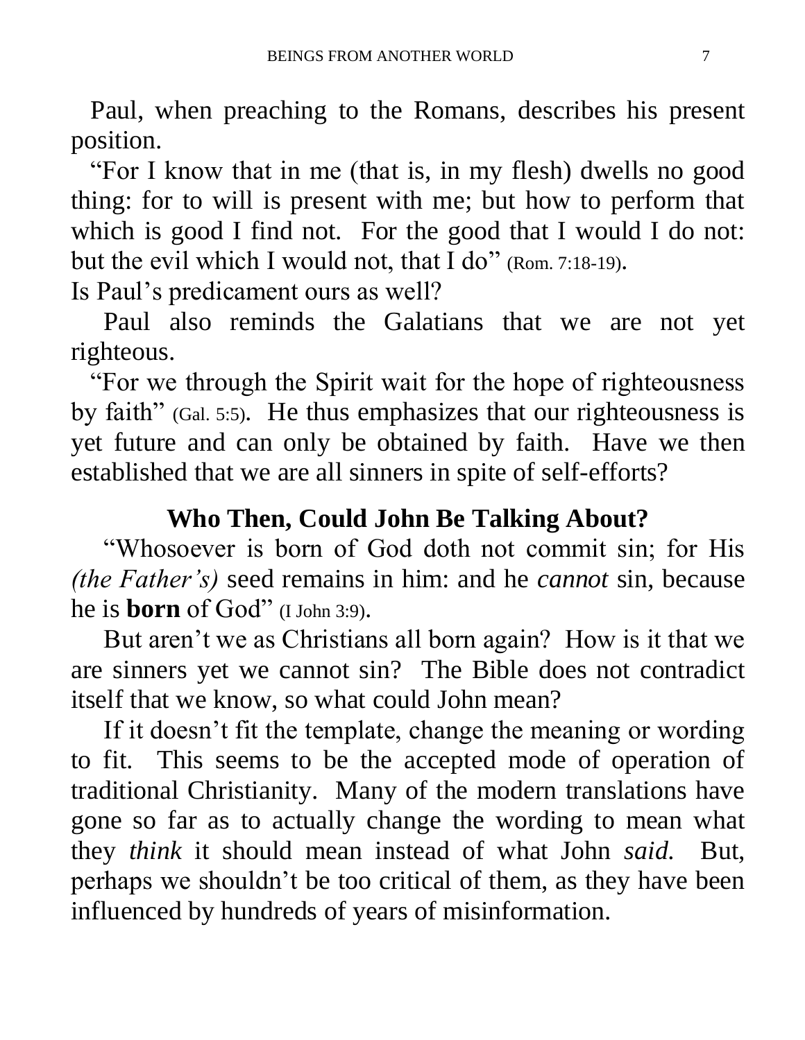Paul, when preaching to the Romans, describes his present position.

"For I know that in me (that is, in my flesh) dwells no good thing: for to will is present with me; but how to perform that which is good I find not. For the good that I would I do not: but the evil which I would not, that I do" (Rom. 7:18-19).

Is Paul's predicament ours as well?

Paul also reminds the Galatians that we are not yet righteous.

"For we through the Spirit wait for the hope of righteousness by faith" (Gal. 5:5). He thus emphasizes that our righteousness is yet future and can only be obtained by faith. Have we then established that we are all sinners in spite of self-efforts?

## Who Then, Could John Be Talking About?

"Whosoever is born of God doth not commit sin; for His *(the Father's)* seed remains in him: and he *cannot* sin, because he is **born** of God" (I John 3:9).

But aren't we as Christians all born again? How is it that we are sinners yet we cannot sin? The Bible does not contradict itself that we know, so what could John mean?

If it doesn't fit the template, change the meaning or wording to fit. This seems to be the accepted mode of operation of traditional Christianity. Many of the modern translations have gone so far as to actually change the wording to mean what they *think* it should mean instead of what John *said.* But, perhaps we shouldn't be too critical of them, as they have been influenced by hundreds of years of misinformation.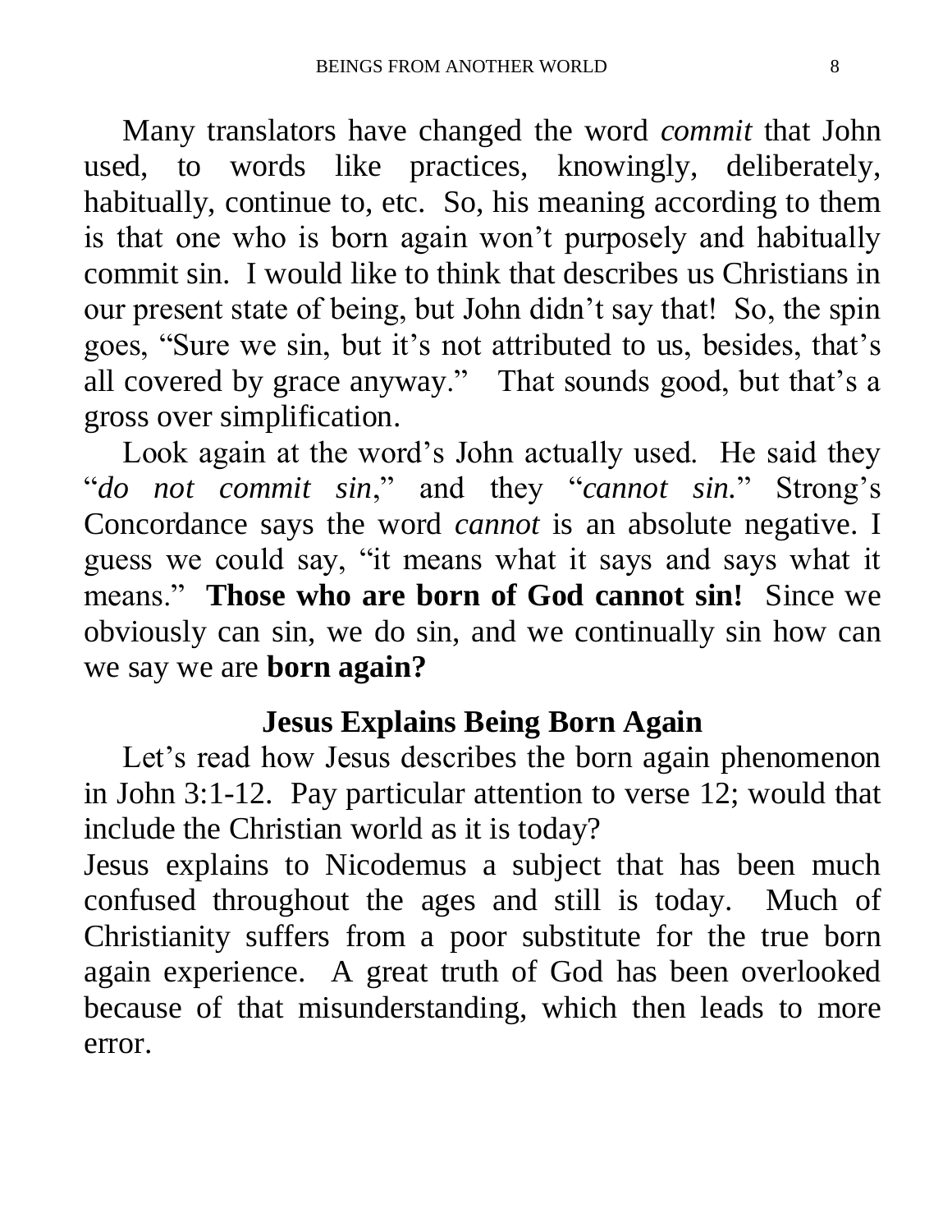Many translators have changed the word *commit* that John used, to words like practices, knowingly, deliberately, habitually, continue to, etc. So, his meaning according to them is that one who is born again won't purposely and habitually commit sin. I would like to think that describes us Christians in our present state of being, but John didn't say that! So, the spin goes, "Sure we sin, but it's not attributed to us, besides, that's all covered by grace anyway." That sounds good, but that's a gross over simplification.

Look again at the word's John actually used. He said they "*do not commit sin*," and they "*cannot sin.*" Strong's Concordance says the word *cannot* is an absolute negative. I guess we could say, "it means what it says and says what it means." **Those who are born of God cannot sin!** Since we obviously can sin, we do sin, and we continually sin how can we say we are **born again?**

## Jesus Explains Being Born Again

Let's read how Jesus describes the born again phenomenon in John 3:1-12. Pay particular attention to verse 12; would that include the Christian world as it is today?

Jesus explains to Nicodemus a subject that has been much confused throughout the ages and still is today. Much of Christianity suffers from a poor substitute for the true born again experience. A great truth of God has been overlooked because of that misunderstanding, which then leads to more error.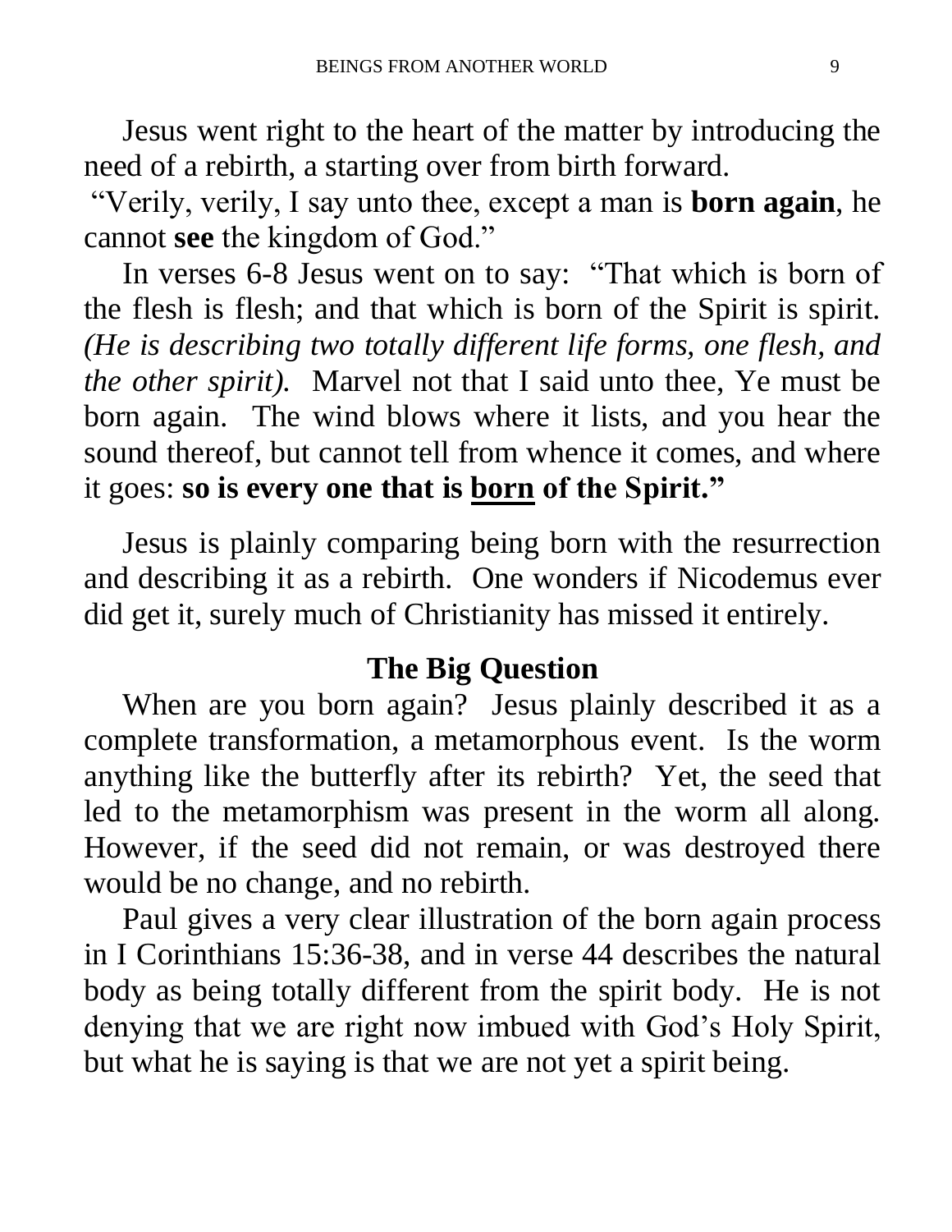Jesus went right to the heart of the matter by introducing the need of a rebirth, a starting over from birth forward.

"Verily, verily, I say unto thee, except a man is **born again**, he cannot **see** the kingdom of God."

In verses 6-8 Jesus went on to say: "That which is born of the flesh is flesh; and that which is born of the Spirit is spirit. *(He is describing two totally different life forms, one flesh, and the other spirit).* Marvel not that I said unto thee, Ye must be born again. The wind blows where it lists, and you hear the sound thereof, but cannot tell from whence it comes, and where it goes: **so is every one that is <u>born</u> of the Spirit."**

Jesus is plainly comparing being born with the resurrection and describing it as a rebirth. One wonders if Nicodemus ever did get it, surely much of Christianity has missed it entirely.

## The Big Question

When are you born again? Jesus plainly described it as a complete transformation, a metamorphous event. Is the worm anything like the butterfly after its rebirth? Yet, the seed that led to the metamorphism was present in the worm all along. However, if the seed did not remain, or was destroyed there would be no change, and no rebirth.

Paul gives a very clear illustration of the born again process in I Corinthians 15:36-38, and in verse 44 describes the natural body as being totally different from the spirit body. He is not denying that we are right now imbued with God's Holy Spirit, but what he is saying is that we are not yet a spirit being.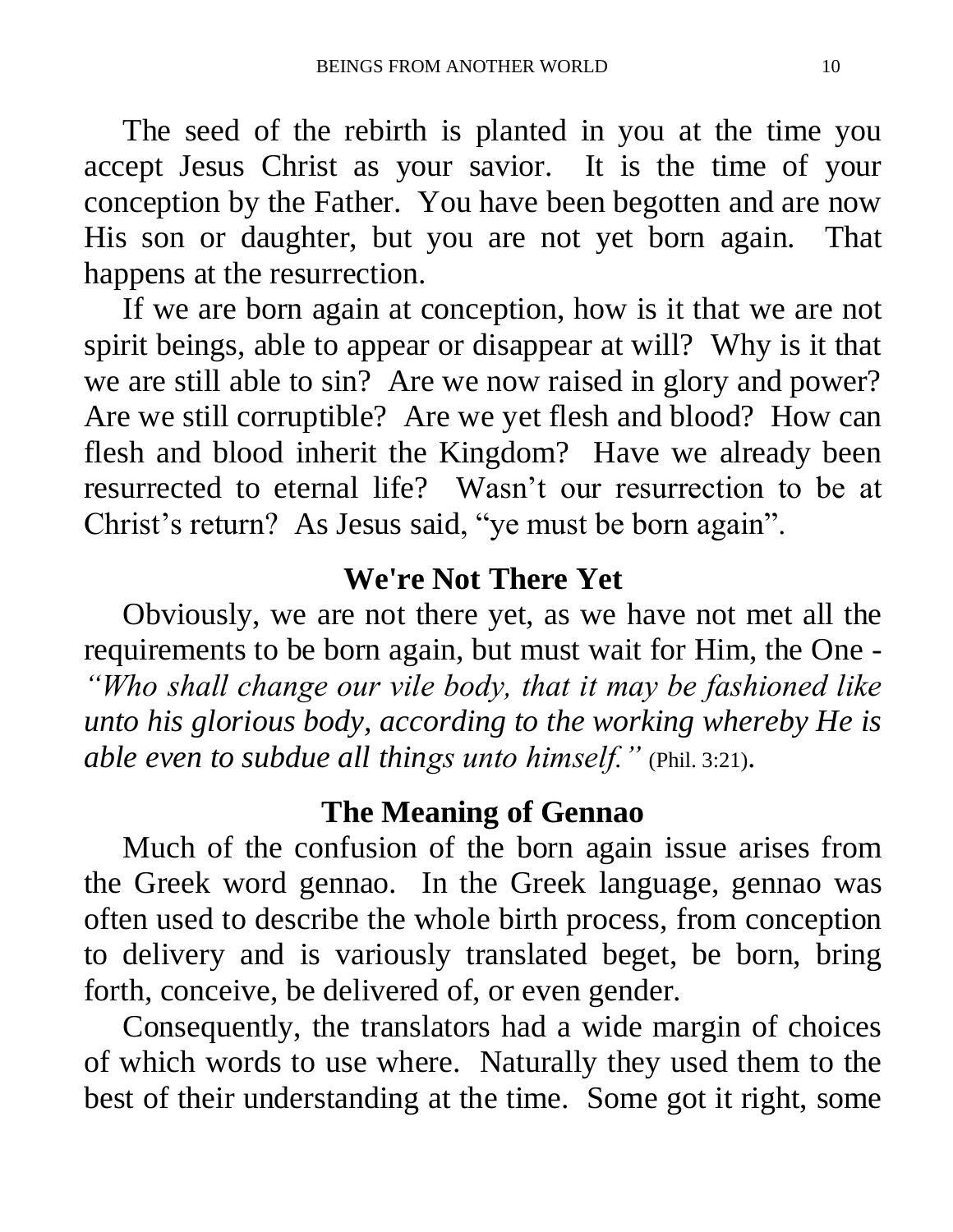The seed of the rebirth is planted in you at the time you accept Jesus Christ as your savior. It is the time of your conception by the Father. You have been begotten and are now His son or daughter, but you are not yet born again. That happens at the resurrection.

If we are born again at conception, how is it that we are not spirit beings, able to appear or disappear at will? Why is it that we are still able to sin? Are we now raised in glory and power? Are we still corruptible? Are we yet flesh and blood? How can flesh and blood inherit the Kingdom? Have we already been resurrected to eternal life? Wasn't our resurrection to be at Christ's return? As Jesus said, "ye must be born again".

## We're Not There Yet

Obviously, we are not there yet, as we have not met all the requirements to be born again, but must wait for Him, the One - *"Who shall change our vile body, that it may be fashioned like unto his glorious body, according to the working whereby He is able even to subdue all things unto himself."* (Phil. 3:21).

## The Meaning of Gennao

Much of the confusion of the born again issue arises from the Greek word gennao. In the Greek language, gennao was often used to describe the whole birth process, from conception to delivery and is variously translated beget, be born, bring forth, conceive, be delivered of, or even gender.

Consequently, the translators had a wide margin of choices of which words to use where. Naturally they used them to the best of their understanding at the time. Some got it right, some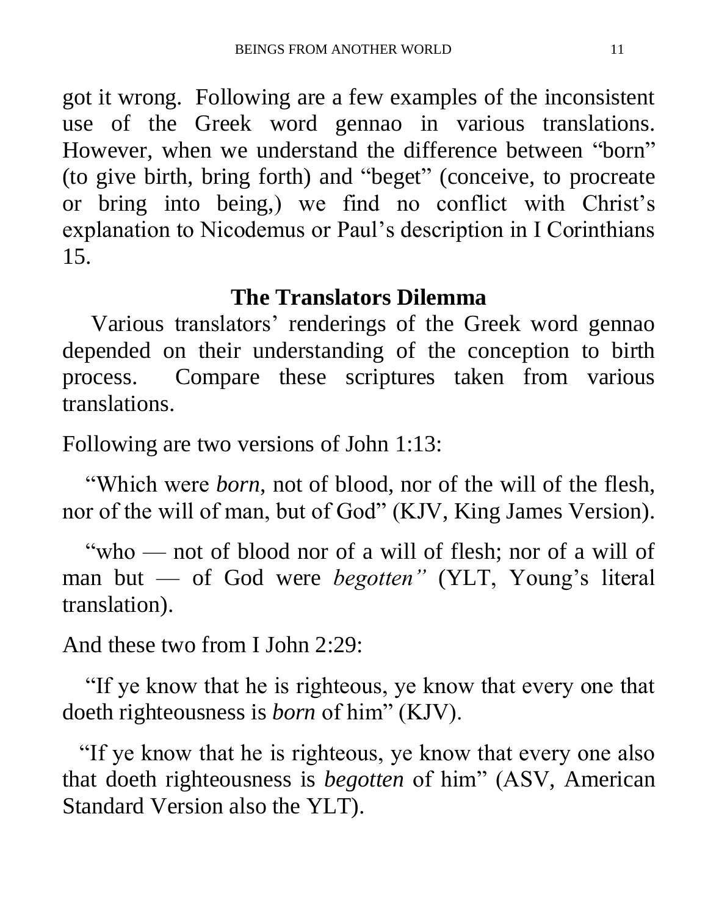got it wrong. Following are a few examples of the inconsistent use of the Greek word gennao in various translations. However, when we understand the difference between "born" (to give birth, bring forth) and "beget" (conceive, to procreate or bring into being,) we find no conflict with Christ's explanation to Nicodemus or Paul's description in I Corinthians 15.

## The Translators Dilemma

Various translators' renderings of the Greek word gennao depended on their understanding of the conception to birth process. Compare these scriptures taken from various translations.

Following are two versions of John 1:13:

"Which were *born,* not of blood, nor of the will of the flesh, nor of the will of man, but of God" (KJV, King James Version).

"who — not of blood nor of a will of flesh; nor of a will of man but — of God were *begotten"* (YLT, Young's literal translation).

And these two from I John 2:29:

"If ye know that he is righteous, ye know that every one that doeth righteousness is *born* of him" (KJV).

"If ye know that he is righteous, ye know that every one also that doeth righteousness is *begotten* of him" (ASV, American Standard Version also the YLT).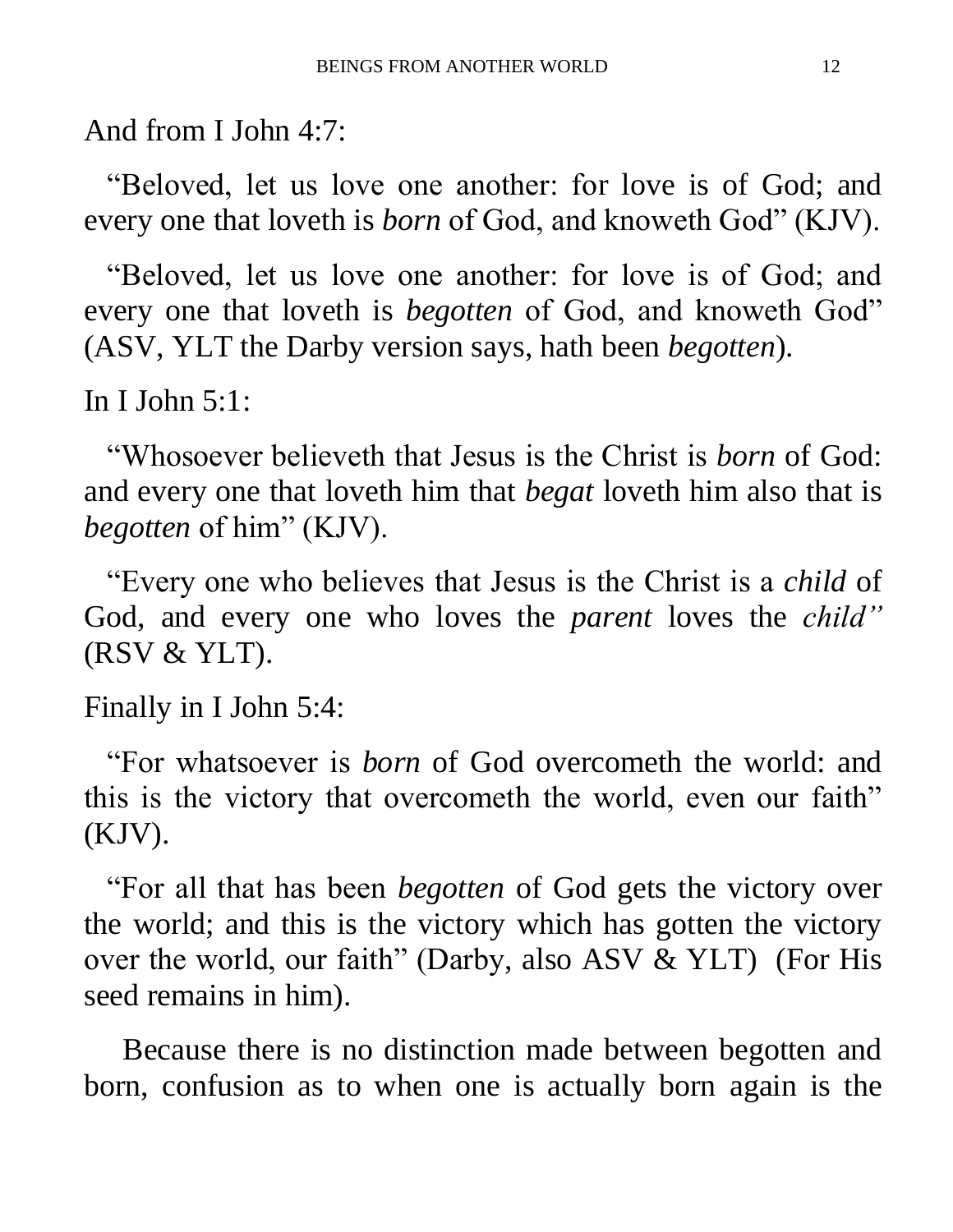And from I John 4:7:

"Beloved, let us love one another: for love is of God; and every one that loveth is *born* of God, and knoweth God" (KJV).

"Beloved, let us love one another: for love is of God; and every one that loveth is *begotten* of God, and knoweth God" (ASV, YLT the Darby version says, hath been *begotten*).

In I John 5:1:

"Whosoever believeth that Jesus is the Christ is *born* of God: and every one that loveth him that *begat* loveth him also that is *begotten* of him" (KJV).

"Every one who believes that Jesus is the Christ is a *child* of God, and every one who loves the *parent* loves the *child"* (RSV & YLT).

Finally in I John 5:4:

"For whatsoever is *born* of God overcometh the world: and this is the victory that overcometh the world, even our faith" (KJV).

"For all that has been *begotten* of God gets the victory over the world; and this is the victory which has gotten the victory over the world, our faith" (Darby, also ASV & YLT) (For His seed remains in him).

Because there is no distinction made between begotten and born, confusion as to when one is actually born again is the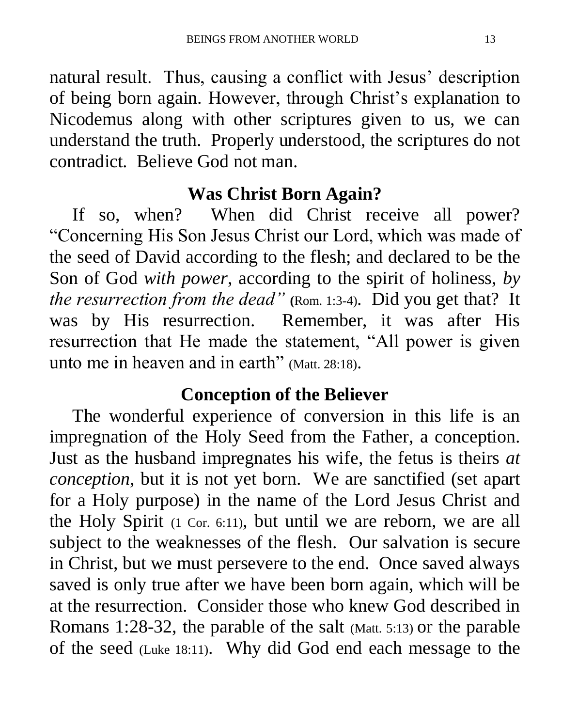natural result. Thus, causing a conflict with Jesus' description of being born again. However, through Christ's explanation to Nicodemus along with other scriptures given to us, we can understand the truth. Properly understood, the scriptures do not contradict. Believe God not man.

## Was Christ Born Again?

If so, when? When did Christ receive all power? "Concerning His Son Jesus Christ our Lord, which was made of the seed of David according to the flesh; and declared to be the Son of God *with power*, according to the spirit of holiness, *by the resurrection from the dead"* (Rom. 1:3-4). Did you get that? It was by His resurrection. Remember, it was after His resurrection that He made the statement, "All power is given unto me in heaven and in earth" (Matt. 28:18).

## Conception of the Believer

The wonderful experience of conversion in this life is an impregnation of the Holy Seed from the Father, a conception. Just as the husband impregnates his wife, the fetus is theirs *at conception*, but it is not yet born. We are sanctified (set apart for a Holy purpose) in the name of the Lord Jesus Christ and the Holy Spirit (1 Cor. 6:11), but until we are reborn, we are all subject to the weaknesses of the flesh. Our salvation is secure in Christ, but we must persevere to the end. Once saved always saved is only true after we have been born again, which will be at the resurrection. Consider those who knew God described in Romans 1:28-32, the parable of the salt (Matt. 5:13) or the parable of the seed (Luke 18:11). Why did God end each message to the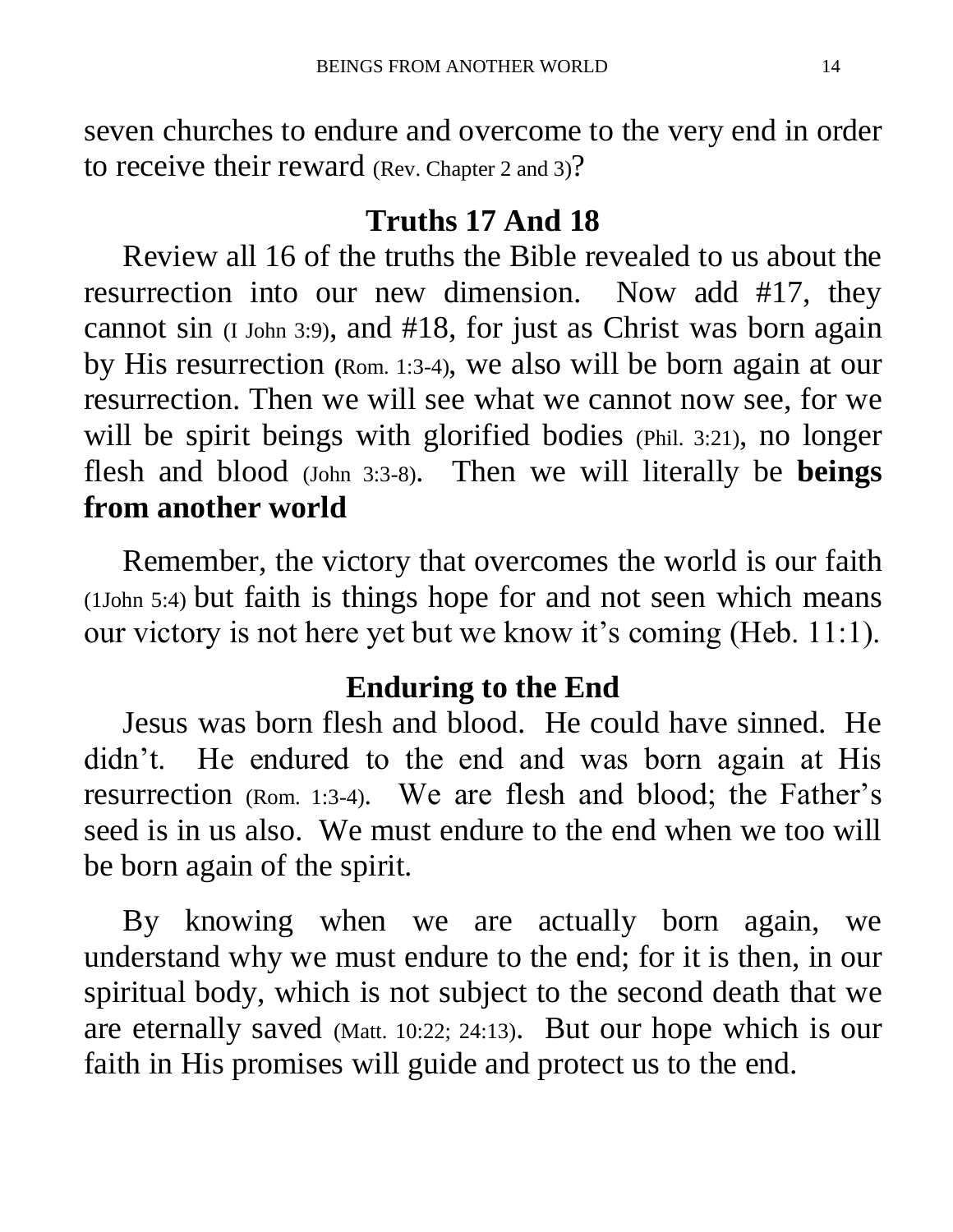seven churches to endure and overcome to the very end in order to receive their reward (Rev. Chapter 2 and 3)?

## Truths 17 And 18

Review all 16 of the truths the Bible revealed to us about the resurrection into our new dimension. Now add #17, they cannot sin (I John 3:9), and #18, for just as Christ was born again by His resurrection (Rom. 1:3-4), we also will be born again at our resurrection. Then we will see what we cannot now see, for we will be spirit beings with glorified bodies (Phil. 3:21), no longer flesh and blood (John 3:3-8). Then we will literally be **beings from another world**

Remember, the victory that overcomes the world is our faith (1John 5:4) but faith is things hope for and not seen which means our victory is not here yet but we know it's coming (Heb. 11:1).

## Enduring to the End

Jesus was born flesh and blood. He could have sinned. He didn't. He endured to the end and was born again at His resurrection (Rom. 1:3-4). We are flesh and blood; the Father's seed is in us also. We must endure to the end when we too will be born again of the spirit.

By knowing when we are actually born again, we understand why we must endure to the end; for it is then, in our spiritual body, which is not subject to the second death that we are eternally saved (Matt. 10:22; 24:13). But our hope which is our faith in His promises will guide and protect us to the end.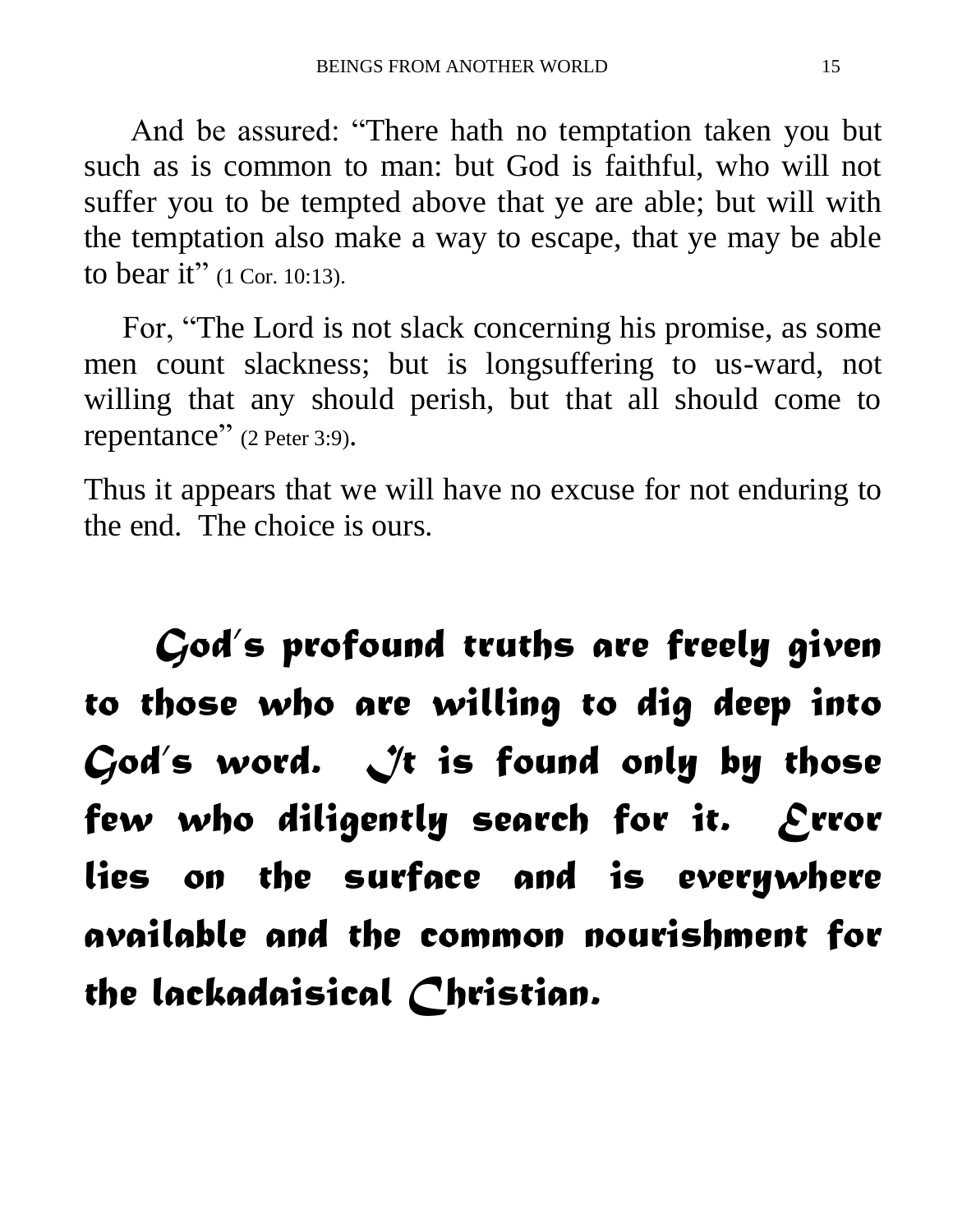And be assured: "There hath no temptation taken you but such as is common to man: but God is faithful, who will not suffer you to be tempted above that ye are able; but will with the temptation also make a way to escape, that ye may be able to bear it" (1 Cor. 10:13).

For, "The Lord is not slack concerning his promise, as some men count slackness; but is longsuffering to us-ward, not willing that any should perish, but that all should come to repentance" (2 Peter 3:9).

Thus it appears that we will have no excuse for not enduring to the end. The choice is ours.

*God's profound truths are freely given to those who are willing to dig deep into God's word. It is found only by those few who diligently search for it. Error lies on the surface and is everywhere available and the common nourishment for the lackadaisical Christian.*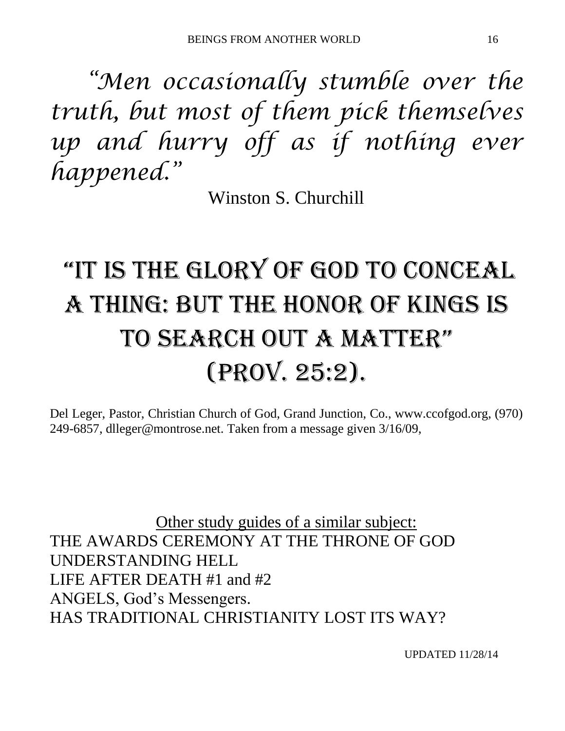*"Men occasionally stumble over the truth, but most of them pick themselves up and hurry off as if nothing ever happened."*

Winston S. Churchill

## "IT IS THE GLORY OF GOD TO CONCEAL A THING: BUT THE HONOR OF KINGS IS TO SEARCH OUT A MATTER" (PROV. 25:2).

Del Leger, Pastor, Christian Church of God, Grand Junction, Co., www.ccofgod.org, (970) 249-6857, dlleger@montrose.net. Taken from a message given 3/16/09,

Other study guides of a similar subject:

THE AWARDS CEREMONY AT THE THRONE OF GOD
UNDERSTANDING HELL
LIFE AFTER DEATH #1 and #2
ANGELS, God's Messengers.
HAS TRADITIONAL CHRISTIANITY LOST ITS WAY?

UPDATED 11/28/14